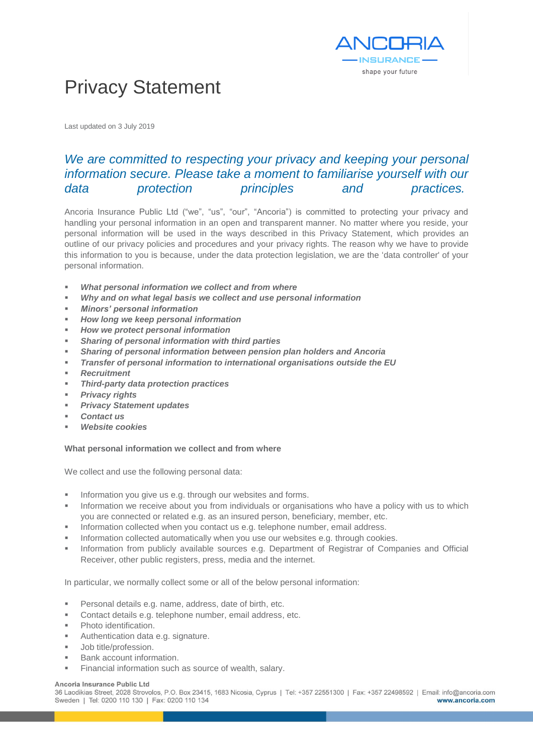# Privacy Statement

Last updated on 3 July 2019

*We are committed to respecting your privacy and keeping your personal information secure. Please take a moment to familiarise yourself with our data protection principles and practices.*

Ancoria Insurance Public Ltd ("we", "us", "our", "Ancoria") is committed to protecting your privacy and handling your personal information in an open and transparent manner. No matter where you reside, your personal information will be used in the ways described in this Privacy Statement, which provides an outline of our privacy policies and procedures and your privacy rights. The reason why we have to provide this information to you is because, under the data protection legislation, we are the 'data controller' of your personal information.

- ***What personal information we collect and from where***
- ***Why and on what legal basis we collect and use personal information***
- ***Minors' personal information***
- ***How long we keep personal information***
- ***How we protect personal information***
- ***Sharing of personal information with third parties***
- ***Sharing of personal information between pension plan holders and Ancoria***
- ***Transfer of personal information to international organisations outside the EU***
- ***Recruitment***
- ***Third-party data protection practices***
- ***Privacy rights***
- ***Privacy Statement updates***
- ***Contact us***
- ***Website cookies***

**What personal information we collect and from where**

We collect and use the following personal data:

- Information you give us e.g. through our websites and forms.
- Information we receive about you from individuals or organisations who have a policy with us to which you are connected or related e.g. as an insured person, beneficiary, member, etc.
- Information collected when you contact us e.g. telephone number, email address.
- Information collected automatically when you use our websites e.g. through cookies.
- Information from publicly available sources e.g. Department of Registrar of Companies and Official Receiver, other public registers, press, media and the internet.

In particular, we normally collect some or all of the below personal information:

- Personal details e.g. name, address, date of birth, etc.
- Contact details e.g. telephone number, email address, etc.
- Photo identification.
- Authentication data e.g. signature.
- Job title/profession.
- Bank account information.
- Financial information such as source of wealth, salary.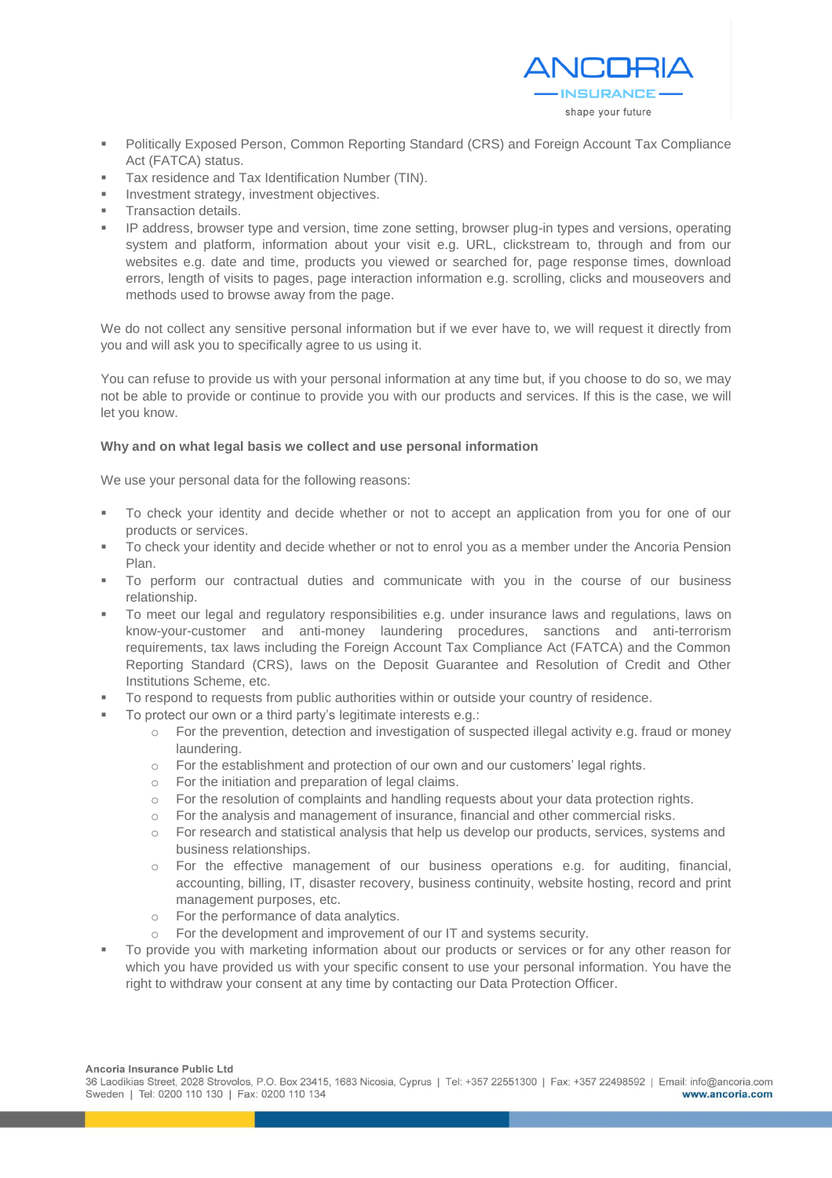- Politically Exposed Person, Common Reporting Standard (CRS) and Foreign Account Tax Compliance Act (FATCA) status.
- Tax residence and Tax Identification Number (TIN).
- Investment strategy, investment objectives.
- Transaction details.
- IP address, browser type and version, time zone setting, browser plug-in types and versions, operating system and platform, information about your visit e.g. URL, clickstream to, through and from our websites e.g. date and time, products you viewed or searched for, page response times, download errors, length of visits to pages, page interaction information e.g. scrolling, clicks and mouseovers and methods used to browse away from the page.

We do not collect any sensitive personal information but if we ever have to, we will request it directly from you and will ask you to specifically agree to us using it.

You can refuse to provide us with your personal information at any time but, if you choose to do so, we may not be able to provide or continue to provide you with our products and services. If this is the case, we will let you know.

**Why and on what legal basis we collect and use personal information**

We use your personal data for the following reasons:

- To check your identity and decide whether or not to accept an application from you for one of our products or services.
- To check your identity and decide whether or not to enrol you as a member under the Ancoria Pension Plan.
- To perform our contractual duties and communicate with you in the course of our business relationship.
- To meet our legal and regulatory responsibilities e.g. under insurance laws and regulations, laws on know-your-customer and anti-money laundering procedures, sanctions and anti-terrorism requirements, tax laws including the Foreign Account Tax Compliance Act (FATCA) and the Common Reporting Standard (CRS), laws on the Deposit Guarantee and Resolution of Credit and Other Institutions Scheme, etc.
- To respond to requests from public authorities within or outside your country of residence.
- To protect our own or a third party's legitimate interests e.g.:
  - For the prevention, detection and investigation of suspected illegal activity e.g. fraud or money laundering.
  - For the establishment and protection of our own and our customers' legal rights.
  - For the initiation and preparation of legal claims.
  - For the resolution of complaints and handling requests about your data protection rights.
  - For the analysis and management of insurance, financial and other commercial risks.
  - For research and statistical analysis that help us develop our products, services, systems and business relationships.
  - For the effective management of our business operations e.g. for auditing, financial, accounting, billing, IT, disaster recovery, business continuity, website hosting, record and print management purposes, etc.
  - For the performance of data analytics.
  - For the development and improvement of our IT and systems security.
- To provide you with marketing information about our products or services or for any other reason for which you have provided us with your specific consent to use your personal information. You have the right to withdraw your consent at any time by contacting our Data Protection Officer.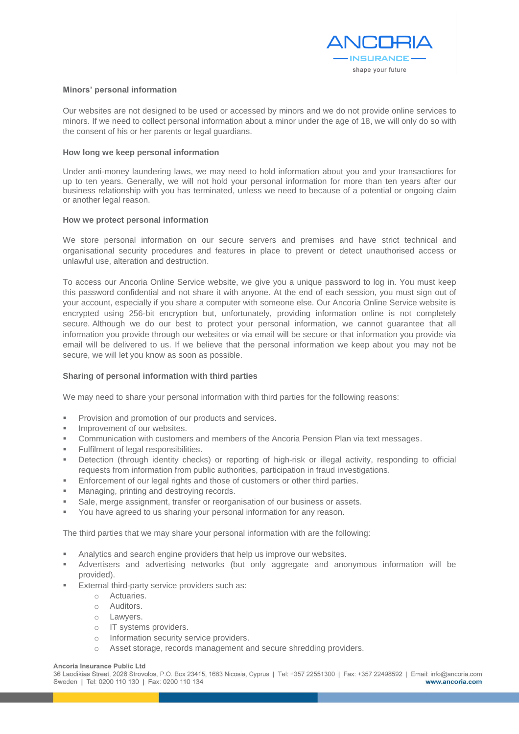### Minors' personal information

Our websites are not designed to be used or accessed by minors and we do not provide online services to minors. If we need to collect personal information about a minor under the age of 18, we will only do so with the consent of his or her parents or legal guardians.

### How long we keep personal information

Under anti-money laundering laws, we may need to hold information about you and your transactions for up to ten years. Generally, we will not hold your personal information for more than ten years after our business relationship with you has terminated, unless we need to because of a potential or ongoing claim or another legal reason.

### How we protect personal information

We store personal information on our secure servers and premises and have strict technical and organisational security procedures and features in place to prevent or detect unauthorised access or unlawful use, alteration and destruction.

To access our Ancoria Online Service website, we give you a unique password to log in. You must keep this password confidential and not share it with anyone. At the end of each session, you must sign out of your account, especially if you share a computer with someone else. Our Ancoria Online Service website is encrypted using 256-bit encryption but, unfortunately, providing information online is not completely secure. Although we do our best to protect your personal information, we cannot guarantee that all information you provide through our websites or via email will be secure or that information you provide via email will be delivered to us. If we believe that the personal information we keep about you may not be secure, we will let you know as soon as possible.

### Sharing of personal information with third parties

We may need to share your personal information with third parties for the following reasons:

- Provision and promotion of our products and services.
- Improvement of our websites.
- Communication with customers and members of the Ancoria Pension Plan via text messages.
- Fulfilment of legal responsibilities.
- Detection (through identity checks) or reporting of high-risk or illegal activity, responding to official requests from information from public authorities, participation in fraud investigations.
- Enforcement of our legal rights and those of customers or other third parties.
- Managing, printing and destroying records.
- Sale, merge assignment, transfer or reorganisation of our business or assets.
- You have agreed to us sharing your personal information for any reason.

The third parties that we may share your personal information with are the following:

- Analytics and search engine providers that help us improve our websites.
- Advertisers and advertising networks (but only aggregate and anonymous information will be provided).
- External third-party service providers such as:
    - Actuaries.
    - Auditors.
    - Lawyers.
    - IT systems providers.
    - Information security service providers.
    - Asset storage, records management and secure shredding providers.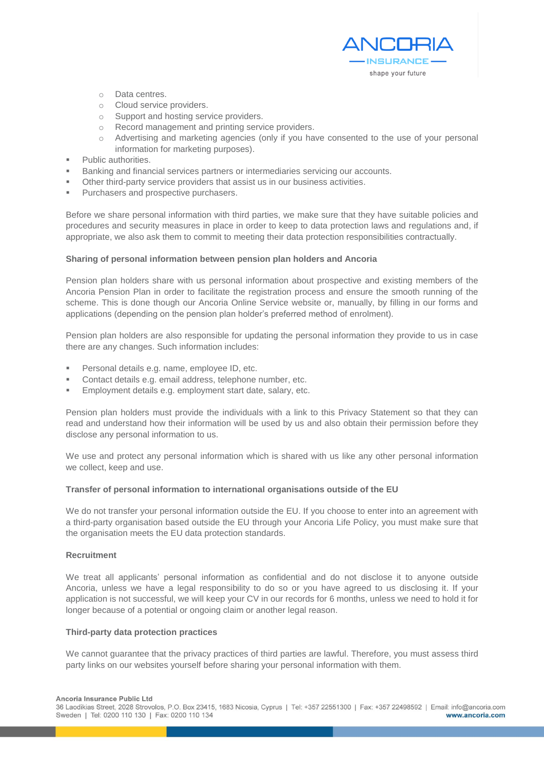- Data centres.
    - Cloud service providers.
    - Support and hosting service providers.
    - Record management and printing service providers.
    - Advertising and marketing agencies (only if you have consented to the use of your personal information for marketing purposes).
- Public authorities.
- Banking and financial services partners or intermediaries servicing our accounts.
- Other third-party service providers that assist us in our business activities.
- Purchasers and prospective purchasers.

Before we share personal information with third parties, we make sure that they have suitable policies and procedures and security measures in place in order to keep to data protection laws and regulations and, if appropriate, we also ask them to commit to meeting their data protection responsibilities contractually.

**Sharing of personal information between pension plan holders and Ancoria**

Pension plan holders share with us personal information about prospective and existing members of the Ancoria Pension Plan in order to facilitate the registration process and ensure the smooth running of the scheme. This is done though our Ancoria Online Service website or, manually, by filling in our forms and applications (depending on the pension plan holder's preferred method of enrolment).

Pension plan holders are also responsible for updating the personal information they provide to us in case there are any changes. Such information includes:

- Personal details e.g. name, employee ID, etc.
- Contact details e.g. email address, telephone number, etc.
- Employment details e.g. employment start date, salary, etc.

Pension plan holders must provide the individuals with a link to this Privacy Statement so that they can read and understand how their information will be used by us and also obtain their permission before they disclose any personal information to us.

We use and protect any personal information which is shared with us like any other personal information we collect, keep and use.

**Transfer of personal information to international organisations outside of the EU**

We do not transfer your personal information outside the EU. If you choose to enter into an agreement with a third-party organisation based outside the EU through your Ancoria Life Policy, you must make sure that the organisation meets the EU data protection standards.

**Recruitment**

We treat all applicants' personal information as confidential and do not disclose it to anyone outside Ancoria, unless we have a legal responsibility to do so or you have agreed to us disclosing it. If your application is not successful, we will keep your CV in our records for 6 months, unless we need to hold it for longer because of a potential or ongoing claim or another legal reason.

**Third-party data protection practices**

We cannot guarantee that the privacy practices of third parties are lawful. Therefore, you must assess third party links on our websites yourself before sharing your personal information with them.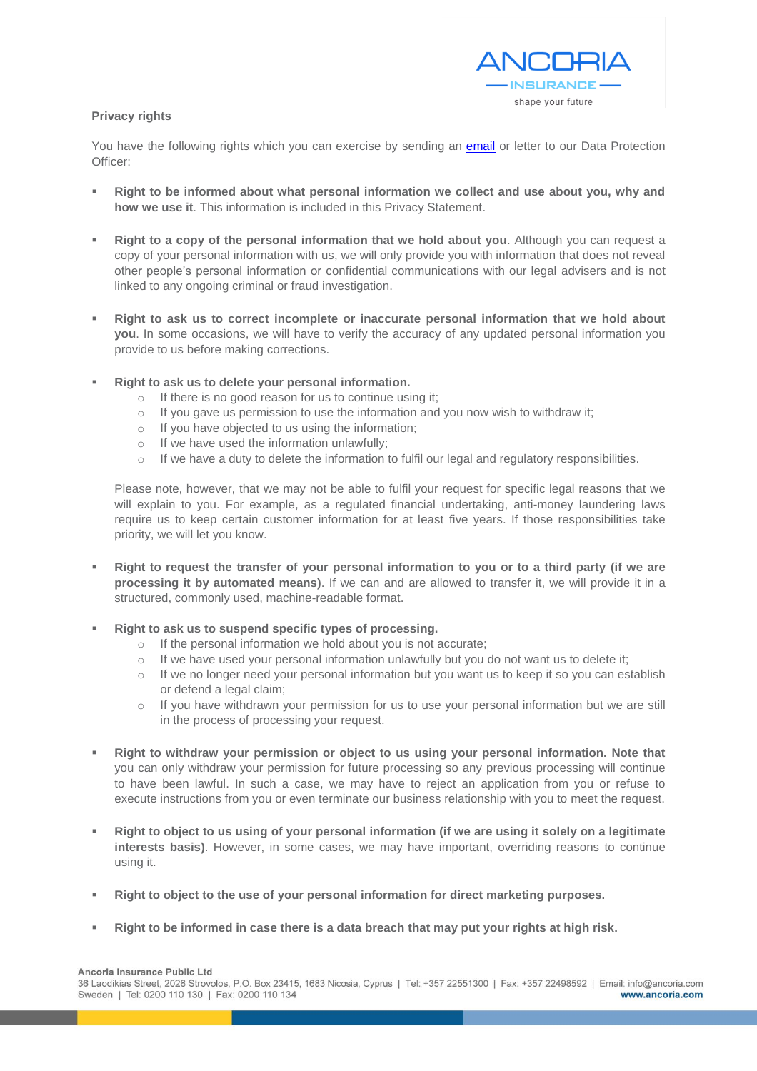## Privacy rights

You have the following rights which you can exercise by sending an email or letter to our Data Protection Officer:

- **Right to be informed about what personal information we collect and use about you, why and how we use it**. This information is included in this Privacy Statement.

- **Right to a copy of the personal information that we hold about you**. Although you can request a copy of your personal information with us, we will only provide you with information that does not reveal other people's personal information or confidential communications with our legal advisers and is not linked to any ongoing criminal or fraud investigation.

- **Right to ask us to correct incomplete or inaccurate personal information that we hold about you**. In some occasions, we will have to verify the accuracy of any updated personal information you provide to us before making corrections.

- **Right to ask us to delete your personal information.**
  - If there is no good reason for us to continue using it;
  - If you gave us permission to use the information and you now wish to withdraw it;
  - If you have objected to us using the information;
  - If we have used the information unlawfully;
  - If we have a duty to delete the information to fulfil our legal and regulatory responsibilities.

  Please note, however, that we may not be able to fulfil your request for specific legal reasons that we will explain to you. For example, as a regulated financial undertaking, anti-money laundering laws require us to keep certain customer information for at least five years. If those responsibilities take priority, we will let you know.

- **Right to request the transfer of your personal information to you or to a third party (if we are processing it by automated means)**. If we can and are allowed to transfer it, we will provide it in a structured, commonly used, machine-readable format.

- **Right to ask us to suspend specific types of processing.**
  - If the personal information we hold about you is not accurate;
  - If we have used your personal information unlawfully but you do not want us to delete it;
  - If we no longer need your personal information but you want us to keep it so you can establish or defend a legal claim;
  - If you have withdrawn your permission for us to use your personal information but we are still in the process of processing your request.

- **Right to withdraw your permission or object to us using your personal information. Note that** you can only withdraw your permission for future processing so any previous processing will continue to have been lawful. In such a case, we may have to reject an application from you or refuse to execute instructions from you or even terminate our business relationship with you to meet the request.

- **Right to object to us using of your personal information (if we are using it solely on a legitimate interests basis)**. However, in some cases, we may have important, overriding reasons to continue using it.

- **Right to object to the use of your personal information for direct marketing purposes.**

- **Right to be informed in case there is a data breach that may put your rights at high risk.**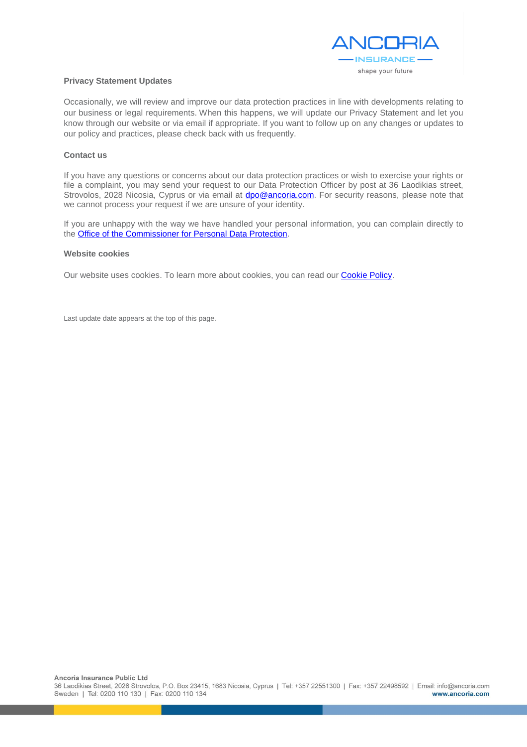## Privacy Statement Updates

Occasionally, we will review and improve our data protection practices in line with developments relating to our business or legal requirements. When this happens, we will update our Privacy Statement and let you know through our website or via email if appropriate. If you want to follow up on any changes or updates to our policy and practices, please check back with us frequently.

## Contact us

If you have any questions or concerns about our data protection practices or wish to exercise your rights or file a complaint, you may send your request to our Data Protection Officer by post at 36 Laodikias street, Strovolos, 2028 Nicosia, Cyprus or via email at dpo@ancoria.com. For security reasons, please note that we cannot process your request if we are unsure of your identity.

If you are unhappy with the way we have handled your personal information, you can complain directly to the Office of the Commissioner for Personal Data Protection.

## Website cookies

Our website uses cookies. To learn more about cookies, you can read our Cookie Policy.

Last update date appears at the top of this page.